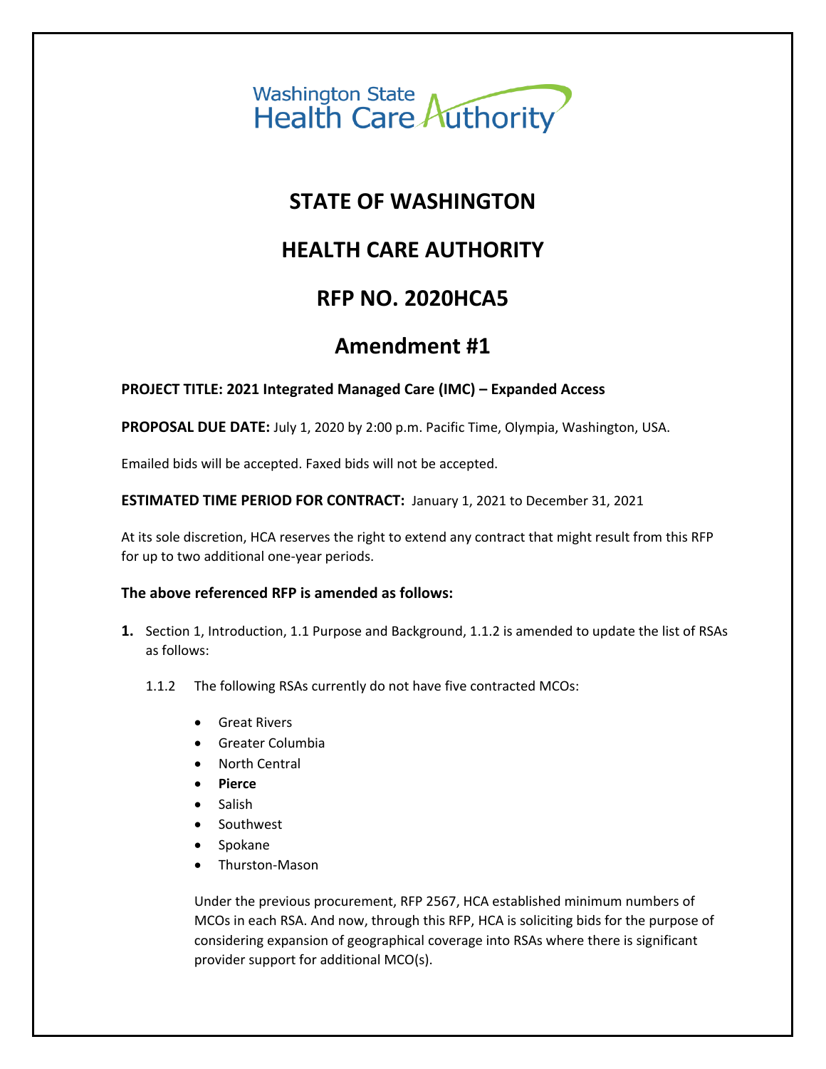Washington State Health Care Authority

# STATE OF WASHINGTON

# HEALTH CARE AUTHORITY

# RFP NO. 2020HCA5

# Amendment #1

**PROJECT TITLE: 2021 Integrated Managed Care (IMC) – Expanded Access**

**PROPOSAL DUE DATE:** July 1, 2020 by 2:00 p.m. Pacific Time, Olympia, Washington, USA.

Emailed bids will be accepted. Faxed bids will not be accepted.

**ESTIMATED TIME PERIOD FOR CONTRACT:** January 1, 2021 to December 31, 2021

At its sole discretion, HCA reserves the right to extend any contract that might result from this RFP for up to two additional one-year periods.

**The above referenced RFP is amended as follows:**

**1.** Section 1, Introduction, 1.1 Purpose and Background, 1.1.2 is amended to update the list of RSAs as follows:

1.1.2 The following RSAs currently do not have five contracted MCOs:

- Great Rivers
- Greater Columbia
- North Central
- **Pierce**
- Salish
- Southwest
- Spokane
- Thurston-Mason

Under the previous procurement, RFP 2567, HCA established minimum numbers of MCOs in each RSA. And now, through this RFP, HCA is soliciting bids for the purpose of considering expansion of geographical coverage into RSAs where there is significant provider support for additional MCO(s).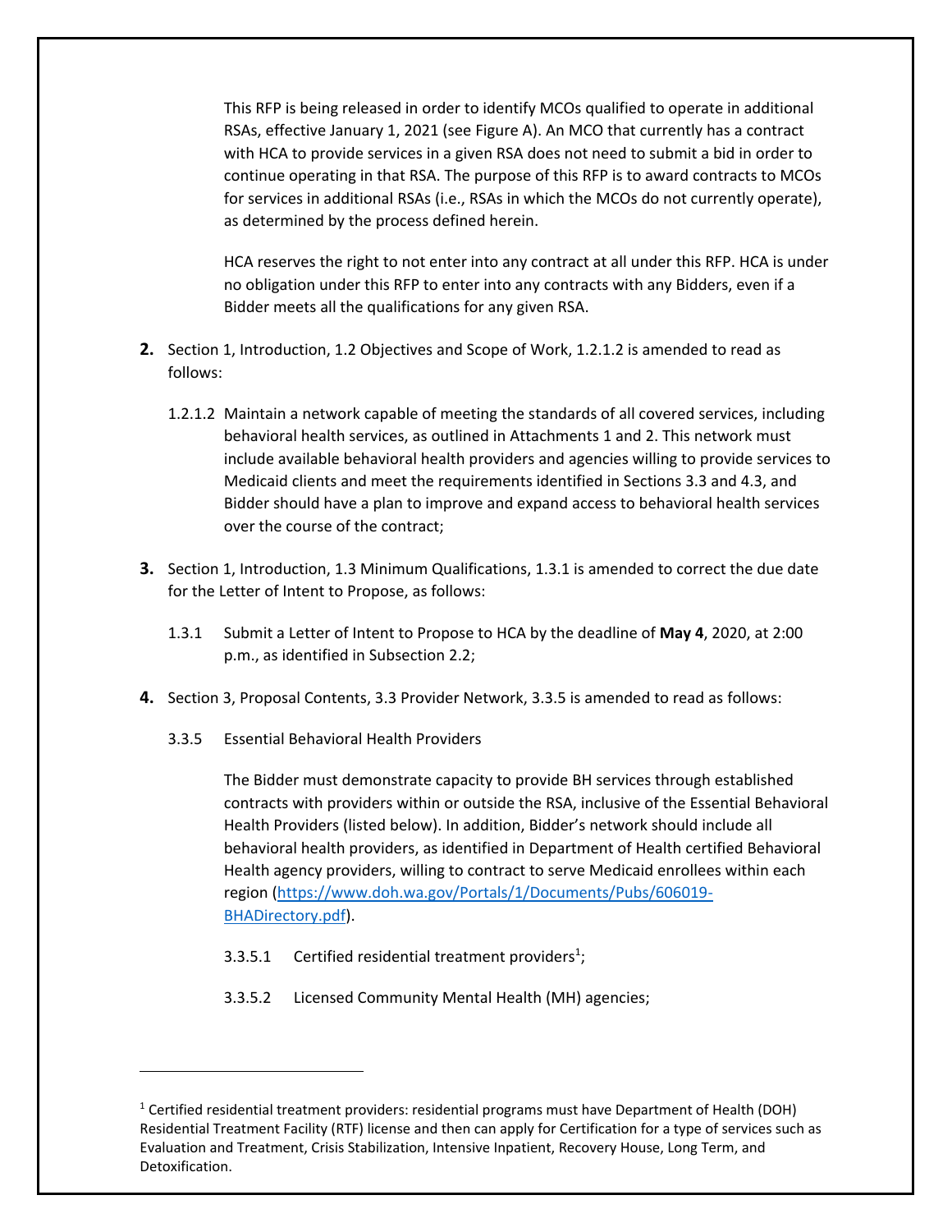This RFP is being released in order to identify MCOs qualified to operate in additional RSAs, effective January 1, 2021 (see Figure A). An MCO that currently has a contract with HCA to provide services in a given RSA does not need to submit a bid in order to continue operating in that RSA. The purpose of this RFP is to award contracts to MCOs for services in additional RSAs (i.e., RSAs in which the MCOs do not currently operate), as determined by the process defined herein.

HCA reserves the right to not enter into any contract at all under this RFP. HCA is under no obligation under this RFP to enter into any contracts with any Bidders, even if a Bidder meets all the qualifications for any given RSA.

**2.** Section 1, Introduction, 1.2 Objectives and Scope of Work, 1.2.1.2 is amended to read as follows:

1.2.1.2 Maintain a network capable of meeting the standards of all covered services, including behavioral health services, as outlined in Attachments 1 and 2. This network must include available behavioral health providers and agencies willing to provide services to Medicaid clients and meet the requirements identified in Sections 3.3 and 4.3, and Bidder should have a plan to improve and expand access to behavioral health services over the course of the contract;

**3.** Section 1, Introduction, 1.3 Minimum Qualifications, 1.3.1 is amended to correct the due date for the Letter of Intent to Propose, as follows:

1.3.1 Submit a Letter of Intent to Propose to HCA by the deadline of **May 4**, 2020, at 2:00 p.m., as identified in Subsection 2.2;

**4.** Section 3, Proposal Contents, 3.3 Provider Network, 3.3.5 is amended to read as follows:

3.3.5 Essential Behavioral Health Providers

The Bidder must demonstrate capacity to provide BH services through established contracts with providers within or outside the RSA, inclusive of the Essential Behavioral Health Providers (listed below). In addition, Bidder's network should include all behavioral health providers, as identified in Department of Health certified Behavioral Health agency providers, willing to contract to serve Medicaid enrollees within each region ([https://www.doh.wa.gov/Portals/1/Documents/Pubs/606019-BHADirectory.pdf](https://www.doh.wa.gov/Portals/1/Documents/Pubs/606019-BHADirectory.pdf)).

3.3.5.1 Certified residential treatment providers[1];

3.3.5.2 Licensed Community Mental Health (MH) agencies;

---

[1] Certified residential treatment providers: residential programs must have Department of Health (DOH) Residential Treatment Facility (RTF) license and then can apply for Certification for a type of services such as Evaluation and Treatment, Crisis Stabilization, Intensive Inpatient, Recovery House, Long Term, and Detoxification.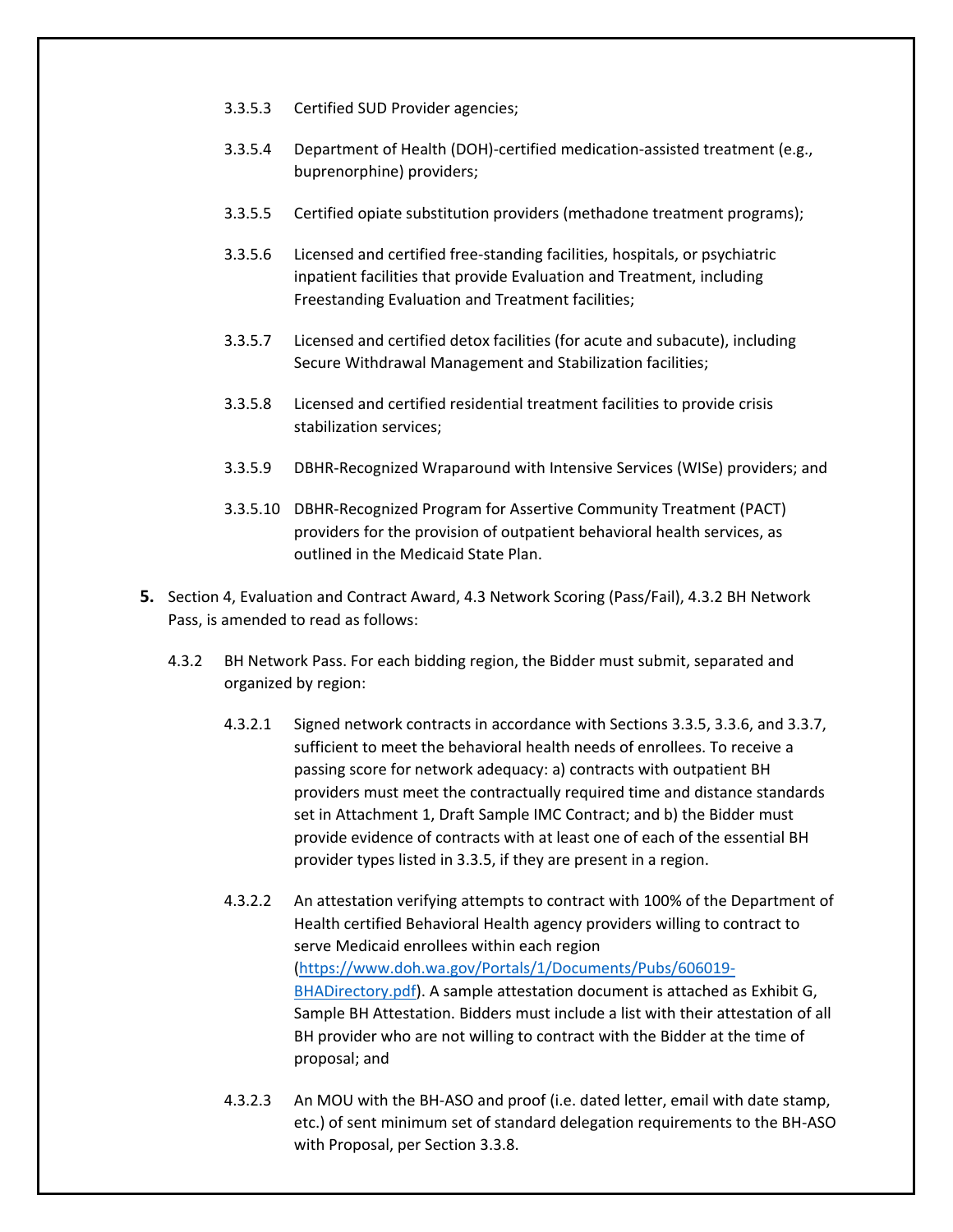3.3.5.3 Certified SUD Provider agencies;

3.3.5.4 Department of Health (DOH)-certified medication-assisted treatment (e.g., buprenorphine) providers;

3.3.5.5 Certified opiate substitution providers (methadone treatment programs);

3.3.5.6 Licensed and certified free-standing facilities, hospitals, or psychiatric inpatient facilities that provide Evaluation and Treatment, including Freestanding Evaluation and Treatment facilities;

3.3.5.7 Licensed and certified detox facilities (for acute and subacute), including Secure Withdrawal Management and Stabilization facilities;

3.3.5.8 Licensed and certified residential treatment facilities to provide crisis stabilization services;

3.3.5.9 DBHR-Recognized Wraparound with Intensive Services (WISe) providers; and

3.3.5.10 DBHR-Recognized Program for Assertive Community Treatment (PACT) providers for the provision of outpatient behavioral health services, as outlined in the Medicaid State Plan.

**5.** Section 4, Evaluation and Contract Award, 4.3 Network Scoring (Pass/Fail), 4.3.2 BH Network Pass, is amended to read as follows:

4.3.2 BH Network Pass. For each bidding region, the Bidder must submit, separated and organized by region:

4.3.2.1 Signed network contracts in accordance with Sections 3.3.5, 3.3.6, and 3.3.7, sufficient to meet the behavioral health needs of enrollees. To receive a passing score for network adequacy: a) contracts with outpatient BH providers must meet the contractually required time and distance standards set in Attachment 1, Draft Sample IMC Contract; and b) the Bidder must provide evidence of contracts with at least one of each of the essential BH provider types listed in 3.3.5, if they are present in a region.

4.3.2.2 An attestation verifying attempts to contract with 100% of the Department of Health certified Behavioral Health agency providers willing to contract to serve Medicaid enrollees within each region ([https://www.doh.wa.gov/Portals/1/Documents/Pubs/606019-BHADirectory.pdf](https://www.doh.wa.gov/Portals/1/Documents/Pubs/606019-BHADirectory.pdf)). A sample attestation document is attached as Exhibit G, Sample BH Attestation. Bidders must include a list with their attestation of all BH provider who are not willing to contract with the Bidder at the time of proposal; and

4.3.2.3 An MOU with the BH-ASO and proof (i.e. dated letter, email with date stamp, etc.) of sent minimum set of standard delegation requirements to the BH-ASO with Proposal, per Section 3.3.8.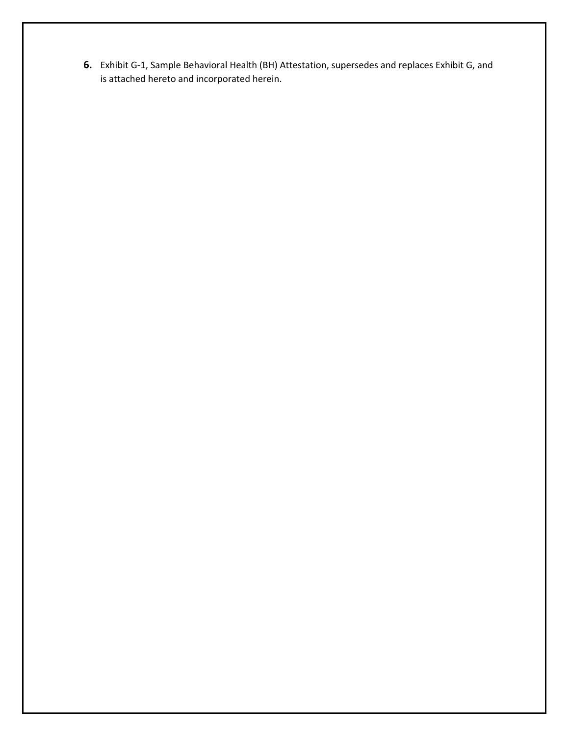**6.** Exhibit G-1, Sample Behavioral Health (BH) Attestation, supersedes and replaces Exhibit G, and is attached hereto and incorporated herein.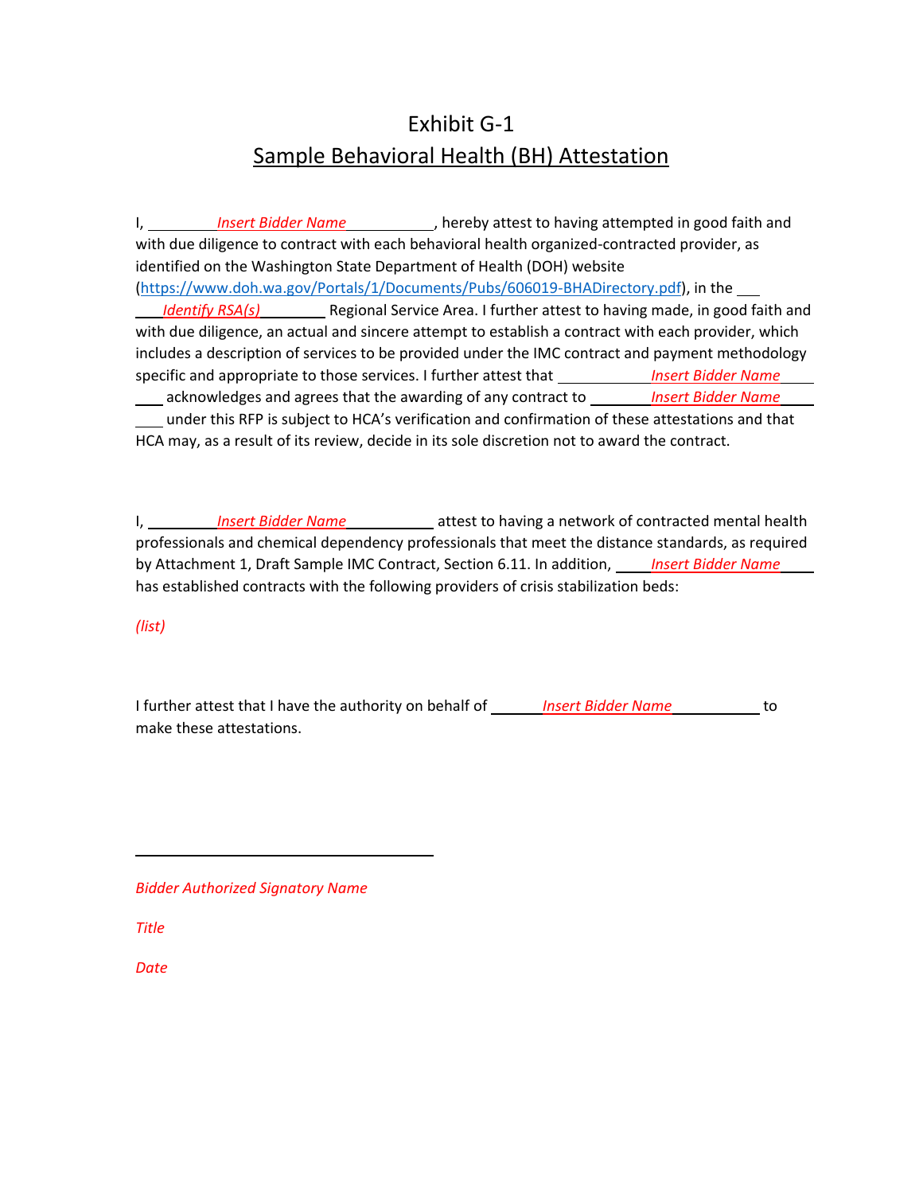# Exhibit G-1

## Sample Behavioral Health (BH) Attestation

I, _Insert Bidder Name_, hereby attest to having attempted in good faith and with due diligence to contract with each behavioral health organized-contracted provider, as identified on the Washington State Department of Health (DOH) website (https://www.doh.wa.gov/Portals/1/Documents/Pubs/606019-BHADirectory.pdf), in the _Identify RSA(s)_ Regional Service Area. I further attest to having made, in good faith and with due diligence, an actual and sincere attempt to establish a contract with each provider, which includes a description of services to be provided under the IMC contract and payment methodology specific and appropriate to those services. I further attest that _Insert Bidder Name_ acknowledges and agrees that the awarding of any contract to _Insert Bidder Name_ under this RFP is subject to HCA's verification and confirmation of these attestations and that HCA may, as a result of its review, decide in its sole discretion not to award the contract.

I, _Insert Bidder Name_ attest to having a network of contracted mental health professionals and chemical dependency professionals that meet the distance standards, as required by Attachment 1, Draft Sample IMC Contract, Section 6.11. In addition, _Insert Bidder Name_ has established contracts with the following providers of crisis stabilization beds:

_(list)_

I further attest that I have the authority on behalf of _Insert Bidder Name_ to make these attestations.

\_\_\_\_\_\_\_\_\_\_\_\_\_\_\_\_\_\_\_\_\_\_\_\_\_\_\_\_\_\_\_\_\_\_\_\_

_Bidder Authorized Signatory Name_

_Title_

_Date_